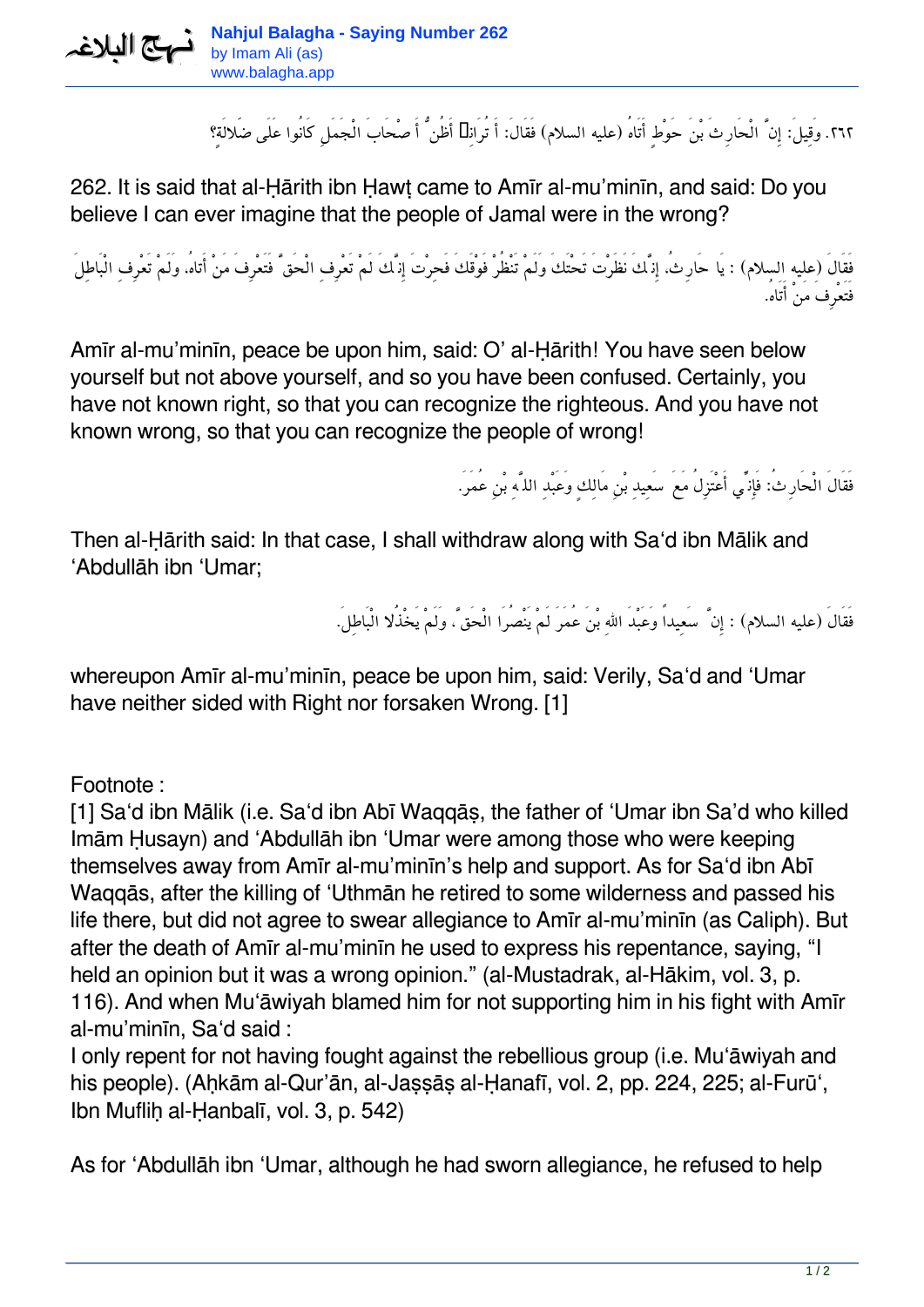٢٦٢. وقِيلَ: إِنَّ الْحارِثَ بْنَ حَوْطٍ أَتَاهُ (عليه السلام) فَقَالَ: أَ تَرَانِي أَظُنُّ أَصْحَابَ الْجَمَلِ كَانُوا عَلَى ضَلاَلَة؟

262. It is said that al-Ḥārith ibn Ḥawṭ came to Amīr al-mu'minīn, and said: Do you believe I can ever imagine that the people of Jamal were in the wrong?

فَقَالَ (عليه السلام) : يَا حَارِثُ، إِنَّكَ نَظَرْتَ تَحْتَكَ وَلَمْ تَنْظُرْ فَوْقَكَ فَحِرْتَ إِنَّكَ لَمْ تَعْرِفِ الْحَقَّ فَتَعْرِفَ مَنْ أَتَاهُ، وَلَمْ تَعْرِفِ الْبَاطِلَ فَتَعْرِفَ مَنْ أَتَاهُ.

Amīr al-mu'minīn, peace be upon him, said: O' al-Ḥārith! You have seen below yourself but not above yourself, and so you have been confused. Certainly, you have not known right, so that you can recognize the righteous. And you have not known wrong, so that you can recognize the people of wrong!

فَقَالَ الْحارِثُ: فَإِنِّي أَعْتَزِلُ مَعَ سَعِيدِ بْنِ مَالِكٍ وَعَبْدِ اللهِ بْنِ عُمَرَ.

Then al-Ḥārith said: In that case, I shall withdraw along with Sa'd ibn Mālik and 'Abdullāh ibn 'Umar;

فَقَالَ (عليه السلام) : إِنَّ سَعِيداً وَعَبْدَ اللهِ بْنَ عُمَرَ لَمْ يَنْصُرَا الْحَقَّ، وَلَمْ يَخْذُلا الْبَاطِلَ.

whereupon Amīr al-mu'minīn, peace be upon him, said: Verily, Sa'd and 'Umar have neither sided with Right nor forsaken Wrong. [1]

Footnote :
[1] Sa'd ibn Mālik (i.e. Sa'd ibn Abī Waqqāṣ, the father of 'Umar ibn Sa'd who killed Imām Ḥusayn) and 'Abdullāh ibn 'Umar were among those who were keeping themselves away from Amīr al-mu'minīn's help and support. As for Sa'd ibn Abī Waqqās, after the killing of 'Uthmān he retired to some wilderness and passed his life there, but did not agree to swear allegiance to Amīr al-mu'minīn (as Caliph). But after the death of Amīr al-mu'minīn he used to express his repentance, saying, "I held an opinion but it was a wrong opinion." (al-Mustadrak, al-Ḥākim, vol. 3, p. 116). And when Mu'āwiyah blamed him for not supporting him in his fight with Amīr al-mu'minīn, Sa'd said :
I only repent for not having fought against the rebellious group (i.e. Mu'āwiyah and his people). (Aḥkām al-Qur'ān, al-Jaṣṣāṣ al-Ḥanafī, vol. 2, pp. 224, 225; al-Furū', Ibn Mufliḥ al-Ḥanbalī, vol. 3, p. 542)

As for 'Abdullāh ibn 'Umar, although he had sworn allegiance, he refused to help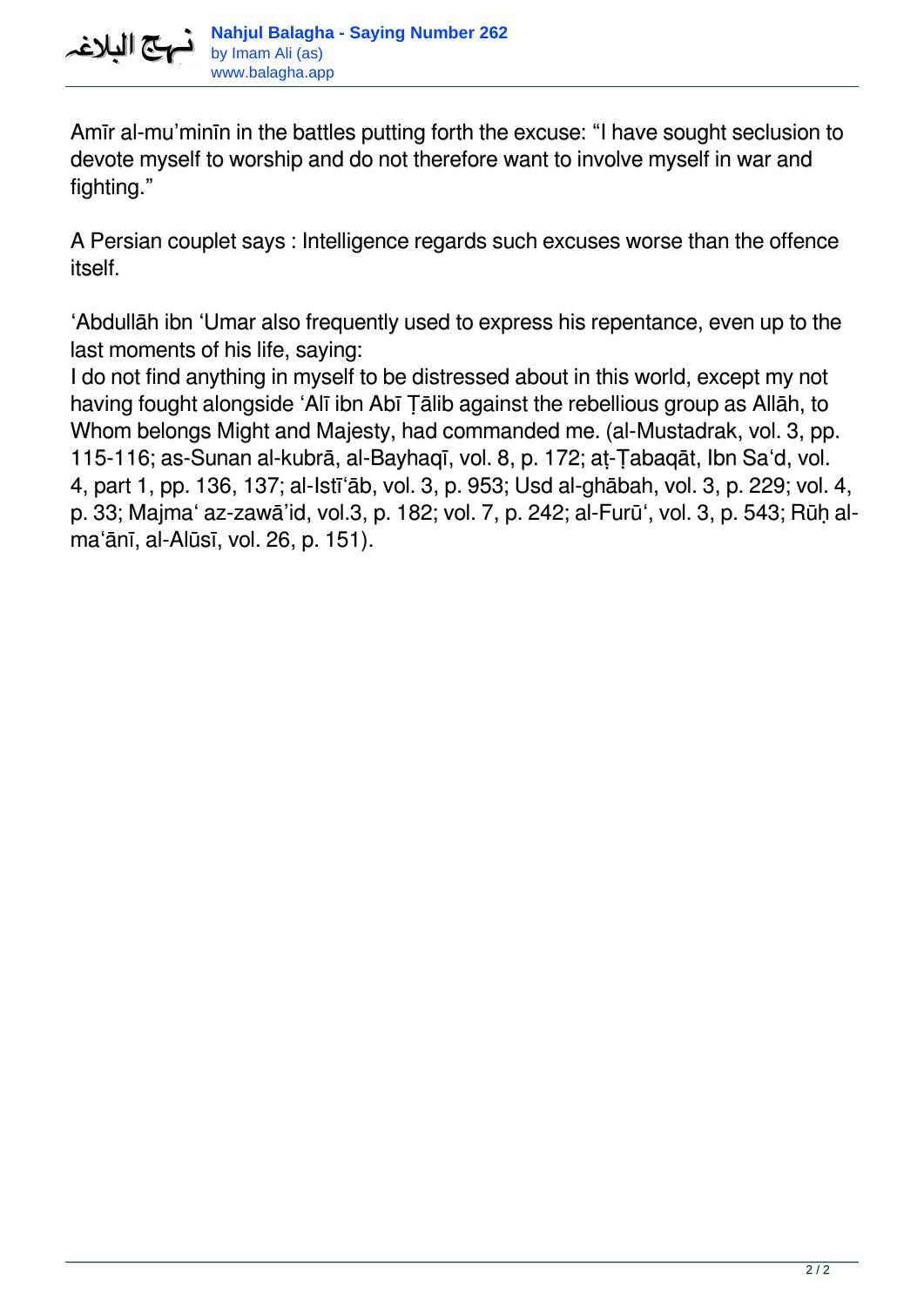Amīr al-mu'minīn in the battles putting forth the excuse: "I have sought seclusion to devote myself to worship and do not therefore want to involve myself in war and fighting."

A Persian couplet says : Intelligence regards such excuses worse than the offence itself.

'Abdullāh ibn 'Umar also frequently used to express his repentance, even up to the last moments of his life, saying:
I do not find anything in myself to be distressed about in this world, except my not having fought alongside 'Alī ibn Abī Ṭālib against the rebellious group as Allāh, to Whom belongs Might and Majesty, had commanded me. (al-Mustadrak, vol. 3, pp. 115-116; as-Sunan al-kubrā, al-Bayhaqī, vol. 8, p. 172; aṭ-Ṭabaqāt, Ibn Sa'd, vol. 4, part 1, pp. 136, 137; al-Istī'āb, vol. 3, p. 953; Usd al-ghābah, vol. 3, p. 229; vol. 4, p. 33; Majma' az-zawā'id, vol.3, p. 182; vol. 7, p. 242; al-Furū', vol. 3, p. 543; Rūḥ al-ma'ānī, al-Alūsī, vol. 26, p. 151).